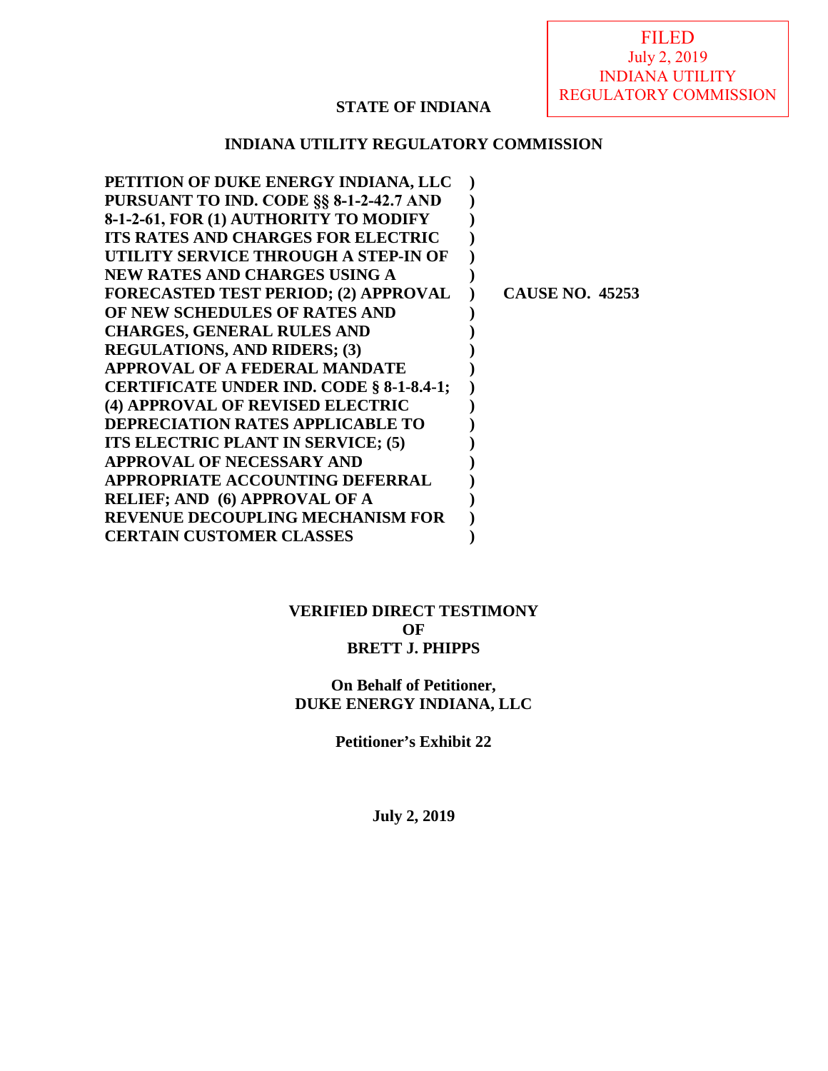FILED
July 2, 2019
INDIANA UTILITY
REGULATORY COMMISSION

**STATE OF INDIANA**

**INDIANA UTILITY REGULATORY COMMISSION**

| | | |
|---|---|---|
| **PETITION OF DUKE ENERGY INDIANA, LLC PURSUANT TO IND. CODE §§ 8-1-2-42.7 AND 8-1-2-61, FOR (1) AUTHORITY TO MODIFY ITS RATES AND CHARGES FOR ELECTRIC UTILITY SERVICE THROUGH A STEP-IN OF NEW RATES AND CHARGES USING A FORECASTED TEST PERIOD; (2) APPROVAL OF NEW SCHEDULES OF RATES AND CHARGES, GENERAL RULES AND REGULATIONS, AND RIDERS; (3) APPROVAL OF A FEDERAL MANDATE CERTIFICATE UNDER IND. CODE § 8-1-8.4-1; (4) APPROVAL OF REVISED ELECTRIC DEPRECIATION RATES APPLICABLE TO ITS ELECTRIC PLANT IN SERVICE; (5) APPROVAL OF NECESSARY AND APPROPRIATE ACCOUNTING DEFERRAL RELIEF; AND (6) APPROVAL OF A REVENUE DECOUPLING MECHANISM FOR CERTAIN CUSTOMER CLASSES** | **)** | **CAUSE NO. 45253** |

**VERIFIED DIRECT TESTIMONY**
**OF**
**BRETT J. PHIPPS**

**On Behalf of Petitioner,**
**DUKE ENERGY INDIANA, LLC**

**Petitioner's Exhibit 22**

**July 2, 2019**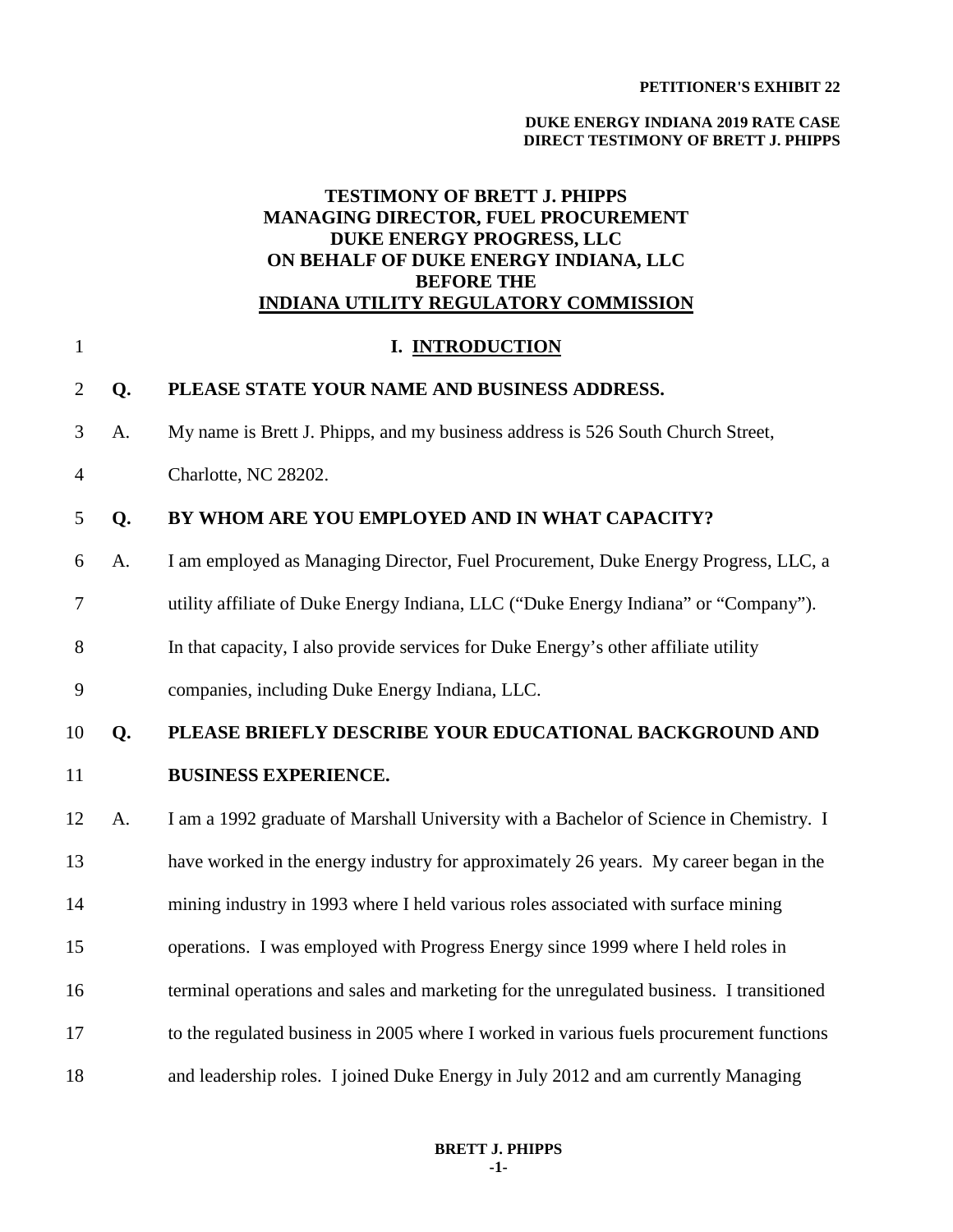**PETITIONER'S EXHIBIT 22**

**DUKE ENERGY INDIANA 2019 RATE CASE**
**DIRECT TESTIMONY OF BRETT J. PHIPPS**

# TESTIMONY OF BRETT J. PHIPPS
# MANAGING DIRECTOR, FUEL PROCUREMENT
# DUKE ENERGY PROGRESS, LLC
# ON BEHALF OF DUKE ENERGY INDIANA, LLC
# BEFORE THE
# INDIANA UTILITY REGULATORY COMMISSION

## I. INTRODUCTION

**Q. PLEASE STATE YOUR NAME AND BUSINESS ADDRESS.**

A. My name is Brett J. Phipps, and my business address is 526 South Church Street, Charlotte, NC 28202.

**Q. BY WHOM ARE YOU EMPLOYED AND IN WHAT CAPACITY?**

A. I am employed as Managing Director, Fuel Procurement, Duke Energy Progress, LLC, a utility affiliate of Duke Energy Indiana, LLC ("Duke Energy Indiana" or "Company"). In that capacity, I also provide services for Duke Energy's other affiliate utility companies, including Duke Energy Indiana, LLC.

**Q. PLEASE BRIEFLY DESCRIBE YOUR EDUCATIONAL BACKGROUND AND BUSINESS EXPERIENCE.**

A. I am a 1992 graduate of Marshall University with a Bachelor of Science in Chemistry. I have worked in the energy industry for approximately 26 years. My career began in the mining industry in 1993 where I held various roles associated with surface mining operations. I was employed with Progress Energy since 1999 where I held roles in terminal operations and sales and marketing for the unregulated business. I transitioned to the regulated business in 2005 where I worked in various fuels procurement functions and leadership roles. I joined Duke Energy in July 2012 and am currently Managing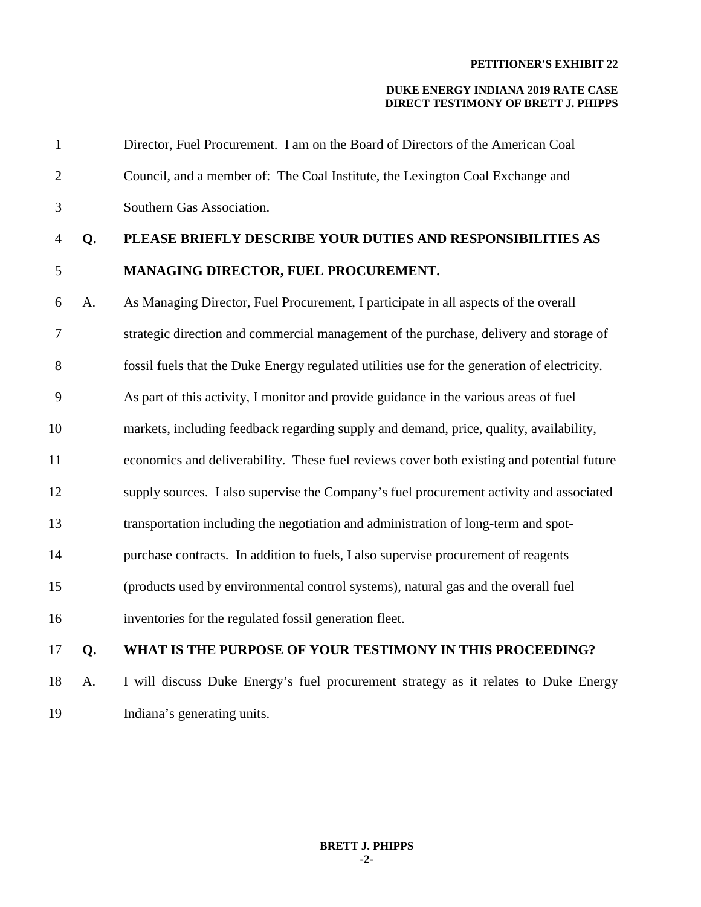Director, Fuel Procurement. I am on the Board of Directors of the American Coal Council, and a member of: The Coal Institute, the Lexington Coal Exchange and Southern Gas Association.

**Q. PLEASE BRIEFLY DESCRIBE YOUR DUTIES AND RESPONSIBILITIES AS MANAGING DIRECTOR, FUEL PROCUREMENT.**

A. As Managing Director, Fuel Procurement, I participate in all aspects of the overall strategic direction and commercial management of the purchase, delivery and storage of fossil fuels that the Duke Energy regulated utilities use for the generation of electricity. As part of this activity, I monitor and provide guidance in the various areas of fuel markets, including feedback regarding supply and demand, price, quality, availability, economics and deliverability. These fuel reviews cover both existing and potential future supply sources. I also supervise the Company's fuel procurement activity and associated transportation including the negotiation and administration of long-term and spot-purchase contracts. In addition to fuels, I also supervise procurement of reagents (products used by environmental control systems), natural gas and the overall fuel inventories for the regulated fossil generation fleet.

**Q. WHAT IS THE PURPOSE OF YOUR TESTIMONY IN THIS PROCEEDING?**

A. I will discuss Duke Energy's fuel procurement strategy as it relates to Duke Energy Indiana's generating units.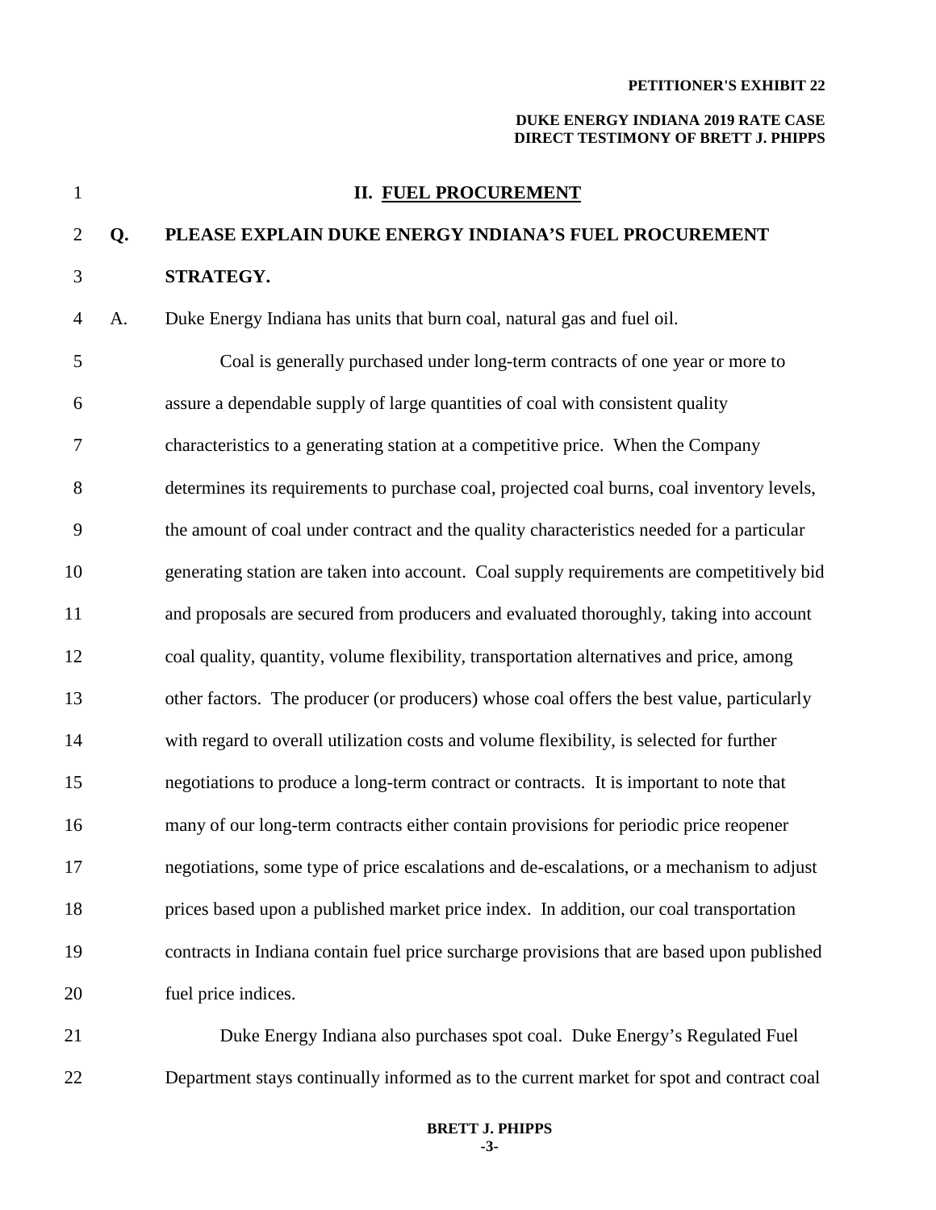## II. FUEL PROCUREMENT

**Q. PLEASE EXPLAIN DUKE ENERGY INDIANA'S FUEL PROCUREMENT STRATEGY.**

A. Duke Energy Indiana has units that burn coal, natural gas and fuel oil.

Coal is generally purchased under long-term contracts of one year or more to assure a dependable supply of large quantities of coal with consistent quality characteristics to a generating station at a competitive price. When the Company determines its requirements to purchase coal, projected coal burns, coal inventory levels, the amount of coal under contract and the quality characteristics needed for a particular generating station are taken into account. Coal supply requirements are competitively bid and proposals are secured from producers and evaluated thoroughly, taking into account coal quality, quantity, volume flexibility, transportation alternatives and price, among other factors. The producer (or producers) whose coal offers the best value, particularly with regard to overall utilization costs and volume flexibility, is selected for further negotiations to produce a long-term contract or contracts. It is important to note that many of our long-term contracts either contain provisions for periodic price reopener negotiations, some type of price escalations and de-escalations, or a mechanism to adjust prices based upon a published market price index. In addition, our coal transportation contracts in Indiana contain fuel price surcharge provisions that are based upon published fuel price indices.

Duke Energy Indiana also purchases spot coal. Duke Energy's Regulated Fuel Department stays continually informed as to the current market for spot and contract coal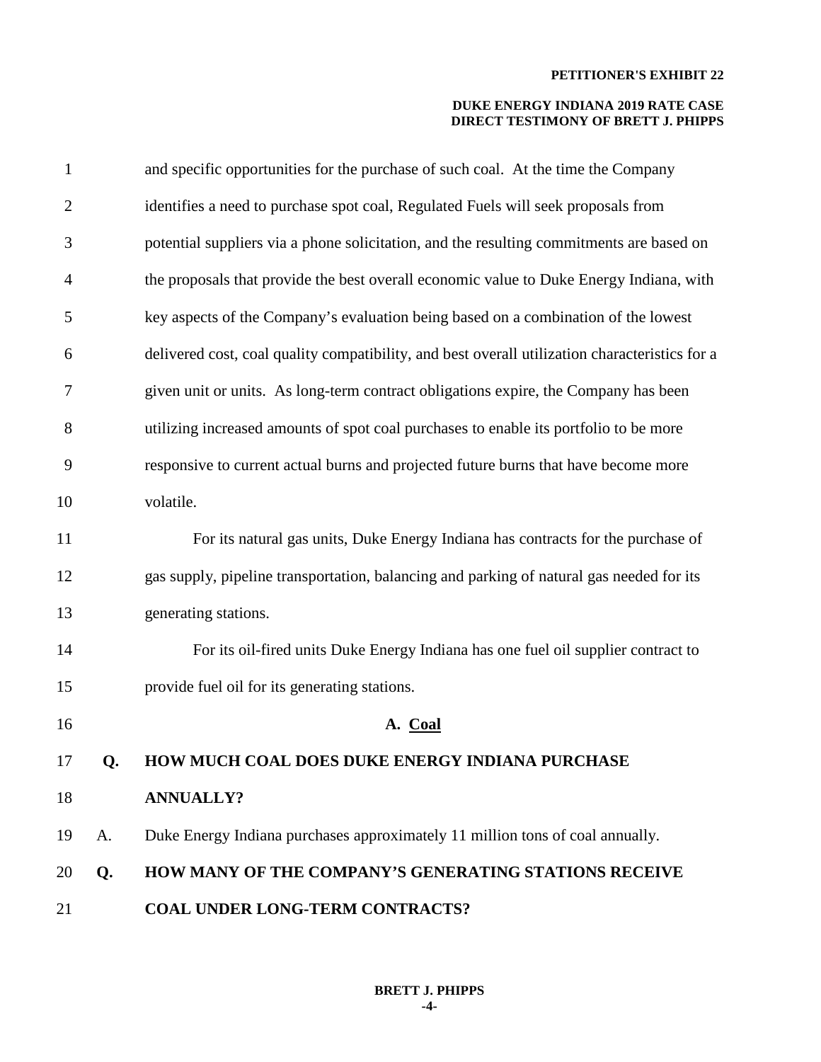and specific opportunities for the purchase of such coal. At the time the Company identifies a need to purchase spot coal, Regulated Fuels will seek proposals from potential suppliers via a phone solicitation, and the resulting commitments are based on the proposals that provide the best overall economic value to Duke Energy Indiana, with key aspects of the Company's evaluation being based on a combination of the lowest delivered cost, coal quality compatibility, and best overall utilization characteristics for a given unit or units. As long-term contract obligations expire, the Company has been utilizing increased amounts of spot coal purchases to enable its portfolio to be more responsive to current actual burns and projected future burns that have become more volatile.

For its natural gas units, Duke Energy Indiana has contracts for the purchase of gas supply, pipeline transportation, balancing and parking of natural gas needed for its generating stations.

For its oil-fired units Duke Energy Indiana has one fuel oil supplier contract to provide fuel oil for its generating stations.

## A. Coal

**Q. HOW MUCH COAL DOES DUKE ENERGY INDIANA PURCHASE ANNUALLY?**

A. Duke Energy Indiana purchases approximately 11 million tons of coal annually.

**Q. HOW MANY OF THE COMPANY'S GENERATING STATIONS RECEIVE COAL UNDER LONG-TERM CONTRACTS?**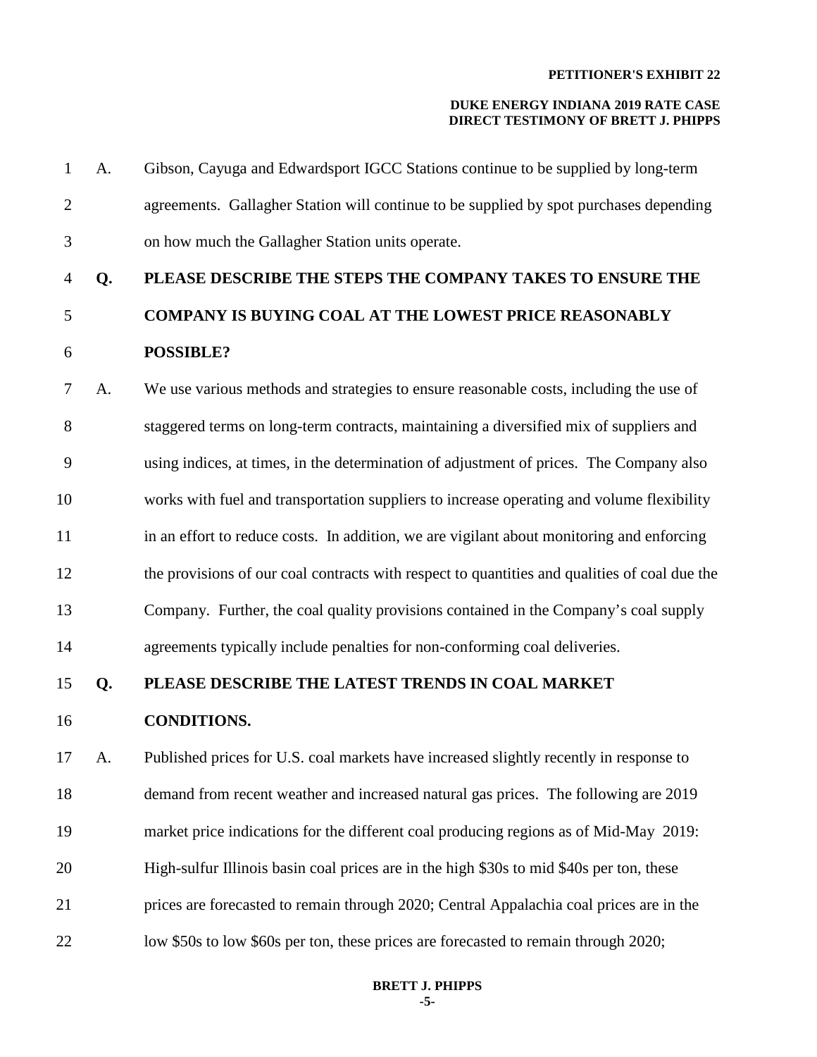A. Gibson, Cayuga and Edwardsport IGCC Stations continue to be supplied by long-term agreements. Gallagher Station will continue to be supplied by spot purchases depending on how much the Gallagher Station units operate.

**Q. PLEASE DESCRIBE THE STEPS THE COMPANY TAKES TO ENSURE THE COMPANY IS BUYING COAL AT THE LOWEST PRICE REASONABLY POSSIBLE?**

A. We use various methods and strategies to ensure reasonable costs, including the use of staggered terms on long-term contracts, maintaining a diversified mix of suppliers and using indices, at times, in the determination of adjustment of prices. The Company also works with fuel and transportation suppliers to increase operating and volume flexibility in an effort to reduce costs. In addition, we are vigilant about monitoring and enforcing the provisions of our coal contracts with respect to quantities and qualities of coal due the Company. Further, the coal quality provisions contained in the Company's coal supply agreements typically include penalties for non-conforming coal deliveries.

**Q. PLEASE DESCRIBE THE LATEST TRENDS IN COAL MARKET CONDITIONS.**

A. Published prices for U.S. coal markets have increased slightly recently in response to demand from recent weather and increased natural gas prices. The following are 2019 market price indications for the different coal producing regions as of Mid-May 2019: High-sulfur Illinois basin coal prices are in the high $30s to mid $40s per ton, these prices are forecasted to remain through 2020; Central Appalachia coal prices are in the low $50s to low $60s per ton, these prices are forecasted to remain through 2020;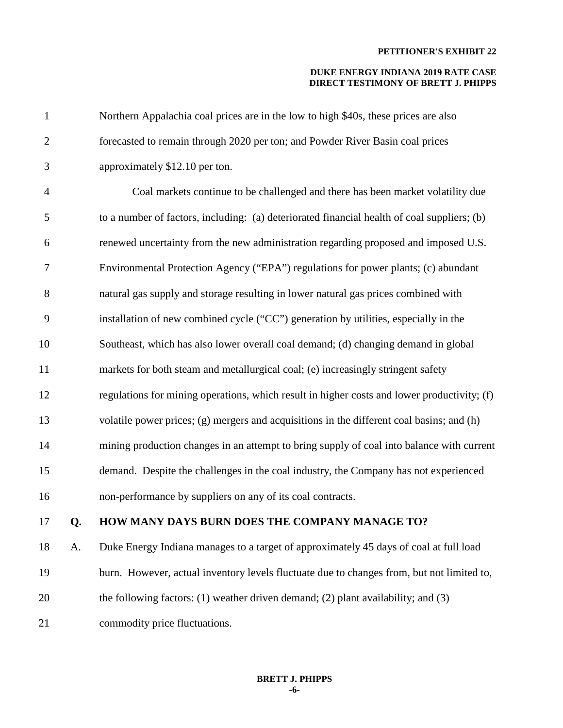Northern Appalachia coal prices are in the low to high $40s, these prices are also forecasted to remain through 2020 per ton; and Powder River Basin coal prices approximately $12.10 per ton.

Coal markets continue to be challenged and there has been market volatility due to a number of factors, including: (a) deteriorated financial health of coal suppliers; (b) renewed uncertainty from the new administration regarding proposed and imposed U.S. Environmental Protection Agency ("EPA") regulations for power plants; (c) abundant natural gas supply and storage resulting in lower natural gas prices combined with installation of new combined cycle ("CC") generation by utilities, especially in the Southeast, which has also lower overall coal demand; (d) changing demand in global markets for both steam and metallurgical coal; (e) increasingly stringent safety regulations for mining operations, which result in higher costs and lower productivity; (f) volatile power prices; (g) mergers and acquisitions in the different coal basins; and (h) mining production changes in an attempt to bring supply of coal into balance with current demand. Despite the challenges in the coal industry, the Company has not experienced non-performance by suppliers on any of its coal contracts.

**Q. HOW MANY DAYS BURN DOES THE COMPANY MANAGE TO?**

A. Duke Energy Indiana manages to a target of approximately 45 days of coal at full load burn. However, actual inventory levels fluctuate due to changes from, but not limited to, the following factors: (1) weather driven demand; (2) plant availability; and (3) commodity price fluctuations.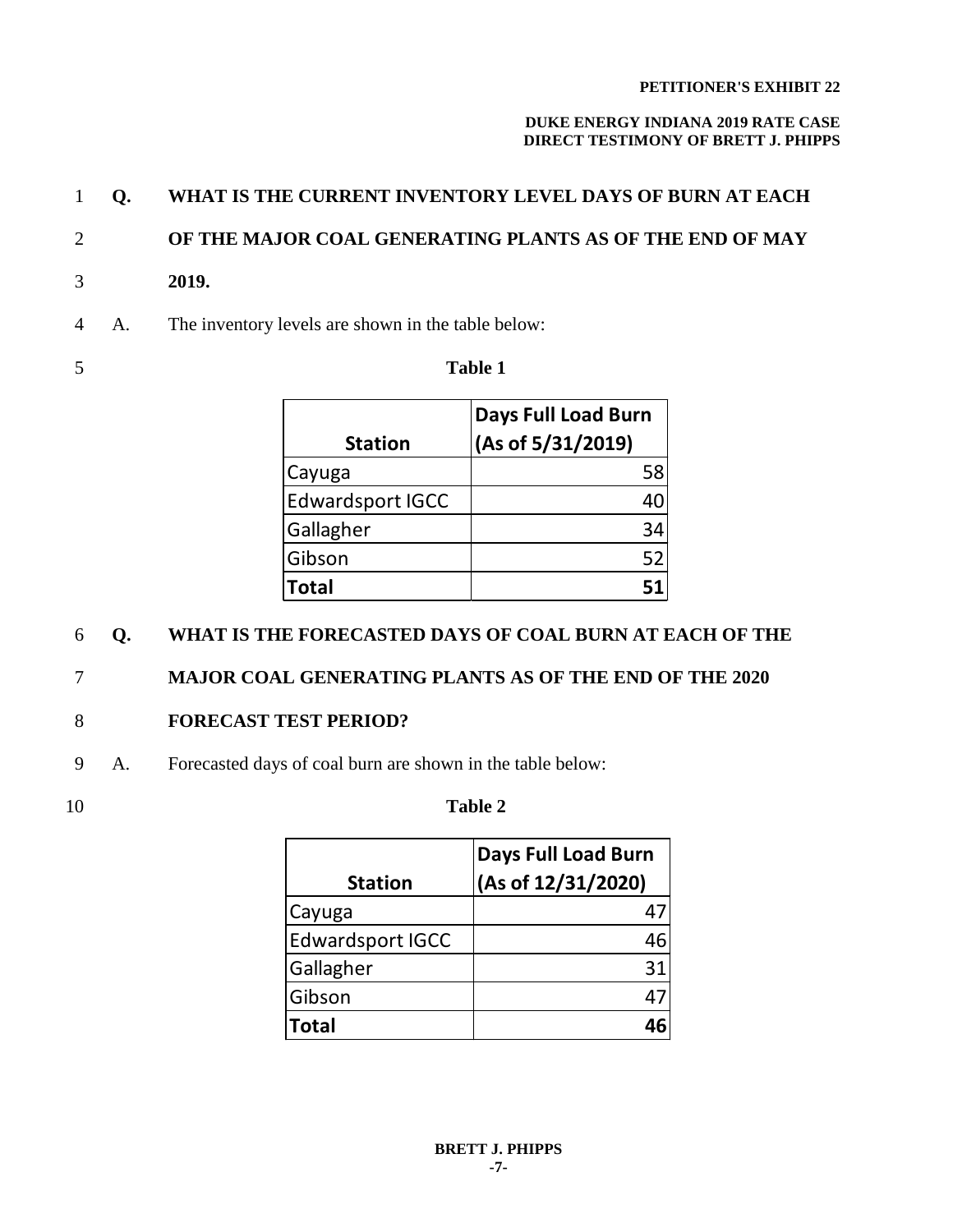**Q. WHAT IS THE CURRENT INVENTORY LEVEL DAYS OF BURN AT EACH OF THE MAJOR COAL GENERATING PLANTS AS OF THE END OF MAY 2019.**

A. The inventory levels are shown in the table below:

**Table 1**

| Station | Days Full Load Burn (As of 5/31/2019) |
|---|---|
| Cayuga | 58 |
| Edwardsport IGCC | 40 |
| Gallagher | 34 |
| Gibson | 52 |
| **Total** | **51** |

**Q. WHAT IS THE FORECASTED DAYS OF COAL BURN AT EACH OF THE MAJOR COAL GENERATING PLANTS AS OF THE END OF THE 2020 FORECAST TEST PERIOD?**

A. Forecasted days of coal burn are shown in the table below:

**Table 2**

| Station | Days Full Load Burn (As of 12/31/2020) |
|---|---|
| Cayuga | 47 |
| Edwardsport IGCC | 46 |
| Gallagher | 31 |
| Gibson | 47 |
| **Total** | **46** |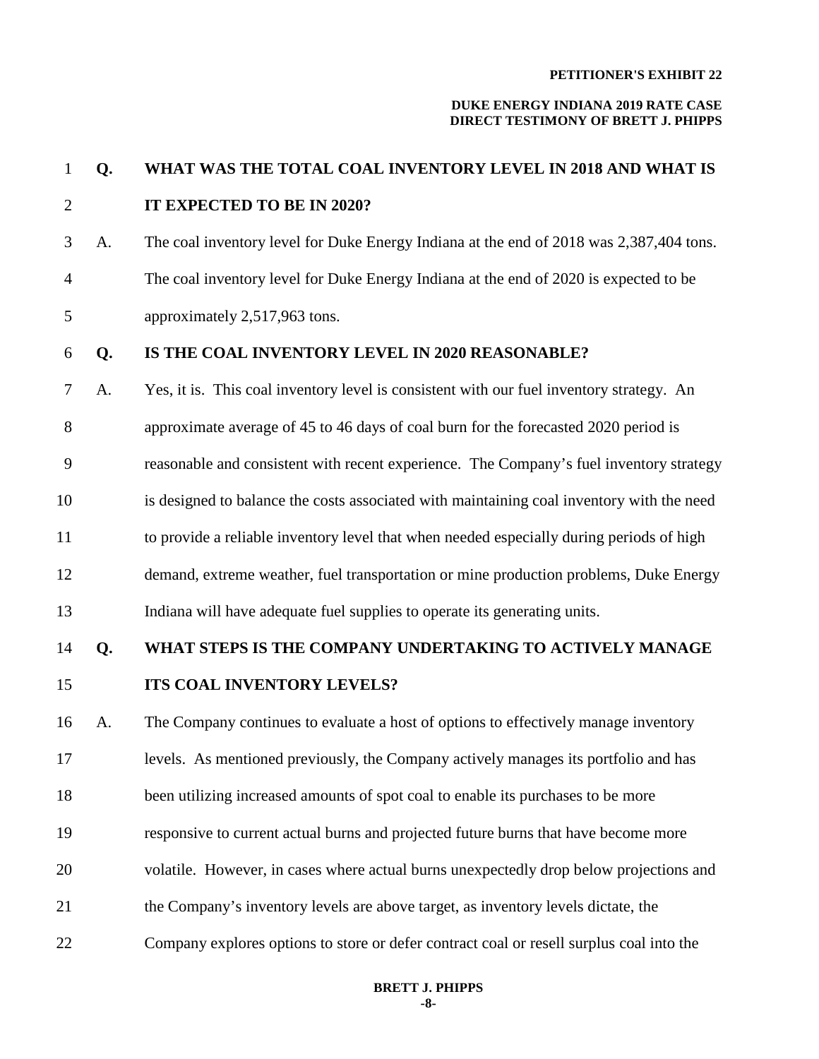**Q. WHAT WAS THE TOTAL COAL INVENTORY LEVEL IN 2018 AND WHAT IS IT EXPECTED TO BE IN 2020?**

A. The coal inventory level for Duke Energy Indiana at the end of 2018 was 2,387,404 tons. The coal inventory level for Duke Energy Indiana at the end of 2020 is expected to be approximately 2,517,963 tons.

**Q. IS THE COAL INVENTORY LEVEL IN 2020 REASONABLE?**

A. Yes, it is. This coal inventory level is consistent with our fuel inventory strategy. An approximate average of 45 to 46 days of coal burn for the forecasted 2020 period is reasonable and consistent with recent experience. The Company's fuel inventory strategy is designed to balance the costs associated with maintaining coal inventory with the need to provide a reliable inventory level that when needed especially during periods of high demand, extreme weather, fuel transportation or mine production problems, Duke Energy Indiana will have adequate fuel supplies to operate its generating units.

**Q. WHAT STEPS IS THE COMPANY UNDERTAKING TO ACTIVELY MANAGE ITS COAL INVENTORY LEVELS?**

A. The Company continues to evaluate a host of options to effectively manage inventory levels. As mentioned previously, the Company actively manages its portfolio and has been utilizing increased amounts of spot coal to enable its purchases to be more responsive to current actual burns and projected future burns that have become more volatile. However, in cases where actual burns unexpectedly drop below projections and the Company's inventory levels are above target, as inventory levels dictate, the Company explores options to store or defer contract coal or resell surplus coal into the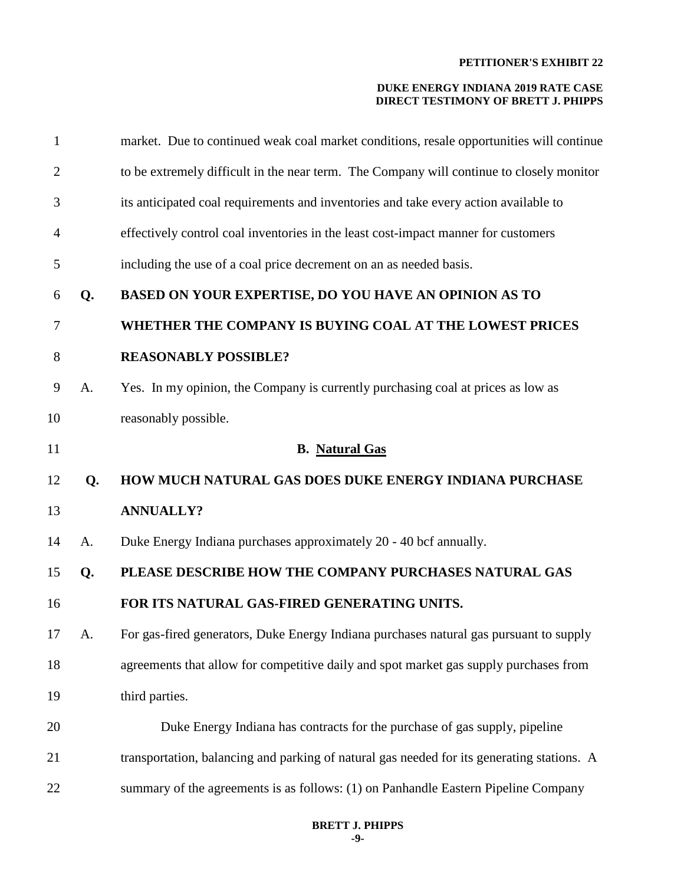market. Due to continued weak coal market conditions, resale opportunities will continue to be extremely difficult in the near term. The Company will continue to closely monitor its anticipated coal requirements and inventories and take every action available to effectively control coal inventories in the least cost-impact manner for customers including the use of a coal price decrement on an as needed basis.

**Q. BASED ON YOUR EXPERTISE, DO YOU HAVE AN OPINION AS TO WHETHER THE COMPANY IS BUYING COAL AT THE LOWEST PRICES REASONABLY POSSIBLE?**

A. Yes. In my opinion, the Company is currently purchasing coal at prices as low as reasonably possible.

### B. Natural Gas

**Q. HOW MUCH NATURAL GAS DOES DUKE ENERGY INDIANA PURCHASE ANNUALLY?**

A. Duke Energy Indiana purchases approximately 20 - 40 bcf annually.

**Q. PLEASE DESCRIBE HOW THE COMPANY PURCHASES NATURAL GAS FOR ITS NATURAL GAS-FIRED GENERATING UNITS.**

A. For gas-fired generators, Duke Energy Indiana purchases natural gas pursuant to supply agreements that allow for competitive daily and spot market gas supply purchases from third parties.

Duke Energy Indiana has contracts for the purchase of gas supply, pipeline transportation, balancing and parking of natural gas needed for its generating stations. A summary of the agreements is as follows: (1) on Panhandle Eastern Pipeline Company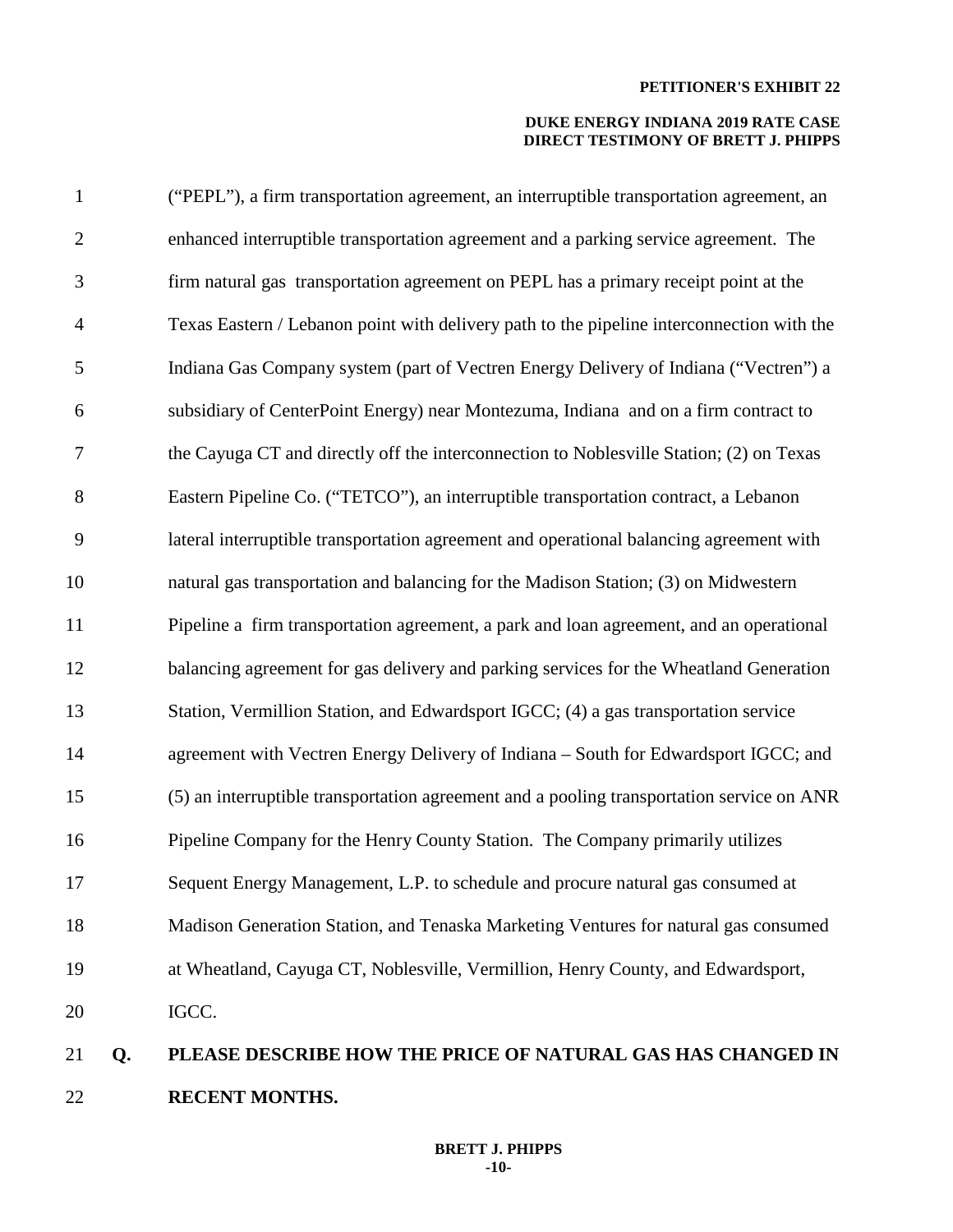("PEPL"), a firm transportation agreement, an interruptible transportation agreement, an enhanced interruptible transportation agreement and a parking service agreement. The firm natural gas transportation agreement on PEPL has a primary receipt point at the Texas Eastern / Lebanon point with delivery path to the pipeline interconnection with the Indiana Gas Company system (part of Vectren Energy Delivery of Indiana ("Vectren") a subsidiary of CenterPoint Energy) near Montezuma, Indiana and on a firm contract to the Cayuga CT and directly off the interconnection to Noblesville Station; (2) on Texas Eastern Pipeline Co. ("TETCO"), an interruptible transportation contract, a Lebanon lateral interruptible transportation agreement and operational balancing agreement with natural gas transportation and balancing for the Madison Station; (3) on Midwestern Pipeline a firm transportation agreement, a park and loan agreement, and an operational balancing agreement for gas delivery and parking services for the Wheatland Generation Station, Vermillion Station, and Edwardsport IGCC; (4) a gas transportation service agreement with Vectren Energy Delivery of Indiana – South for Edwardsport IGCC; and (5) an interruptible transportation agreement and a pooling transportation service on ANR Pipeline Company for the Henry County Station. The Company primarily utilizes Sequent Energy Management, L.P. to schedule and procure natural gas consumed at Madison Generation Station, and Tenaska Marketing Ventures for natural gas consumed at Wheatland, Cayuga CT, Noblesville, Vermillion, Henry County, and Edwardsport, IGCC.

**Q. PLEASE DESCRIBE HOW THE PRICE OF NATURAL GAS HAS CHANGED IN RECENT MONTHS.**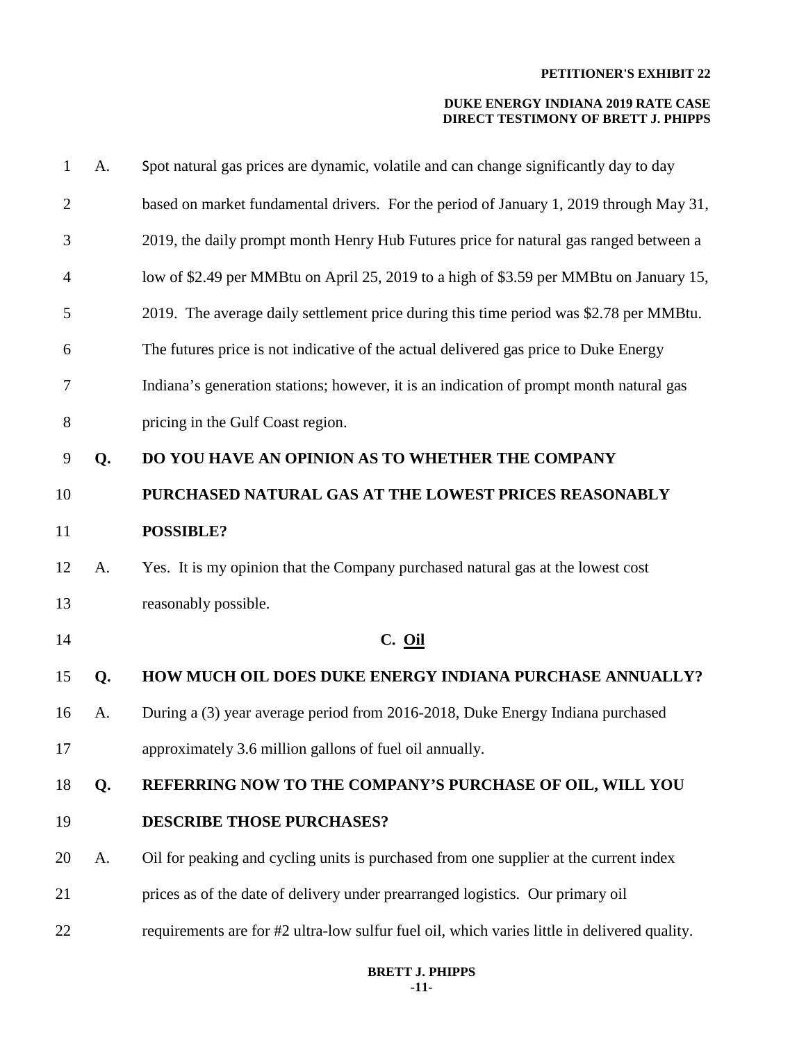A. Spot natural gas prices are dynamic, volatile and can change significantly day to day based on market fundamental drivers. For the period of January 1, 2019 through May 31, 2019, the daily prompt month Henry Hub Futures price for natural gas ranged between a low of $2.49 per MMBtu on April 25, 2019 to a high of $3.59 per MMBtu on January 15, 2019. The average daily settlement price during this time period was $2.78 per MMBtu. The futures price is not indicative of the actual delivered gas price to Duke Energy Indiana's generation stations; however, it is an indication of prompt month natural gas pricing in the Gulf Coast region.

**Q. DO YOU HAVE AN OPINION AS TO WHETHER THE COMPANY PURCHASED NATURAL GAS AT THE LOWEST PRICES REASONABLY POSSIBLE?**

A. Yes. It is my opinion that the Company purchased natural gas at the lowest cost reasonably possible.

### C. Oil

**Q. HOW MUCH OIL DOES DUKE ENERGY INDIANA PURCHASE ANNUALLY?**

A. During a (3) year average period from 2016-2018, Duke Energy Indiana purchased approximately 3.6 million gallons of fuel oil annually.

**Q. REFERRING NOW TO THE COMPANY'S PURCHASE OF OIL, WILL YOU DESCRIBE THOSE PURCHASES?**

A. Oil for peaking and cycling units is purchased from one supplier at the current index prices as of the date of delivery under prearranged logistics. Our primary oil requirements are for #2 ultra-low sulfur fuel oil, which varies little in delivered quality.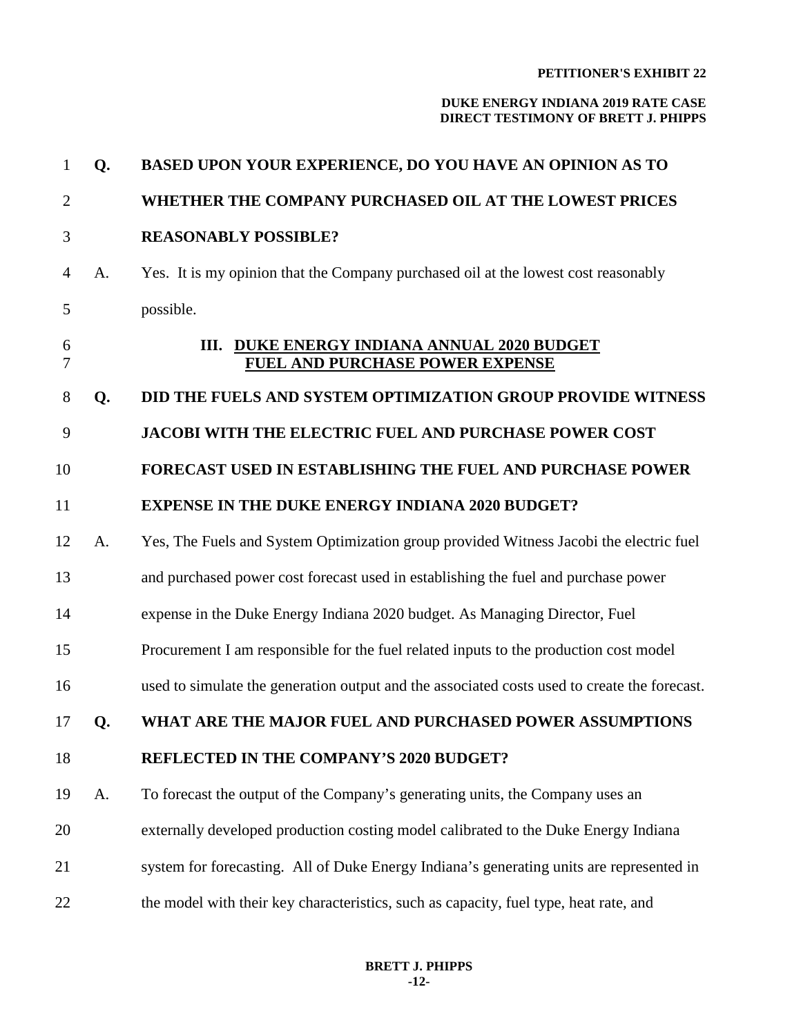**Q. BASED UPON YOUR EXPERIENCE, DO YOU HAVE AN OPINION AS TO WHETHER THE COMPANY PURCHASED OIL AT THE LOWEST PRICES REASONABLY POSSIBLE?**

A. Yes. It is my opinion that the Company purchased oil at the lowest cost reasonably possible.

## III. DUKE ENERGY INDIANA ANNUAL 2020 BUDGET FUEL AND PURCHASE POWER EXPENSE

**Q. DID THE FUELS AND SYSTEM OPTIMIZATION GROUP PROVIDE WITNESS JACOBI WITH THE ELECTRIC FUEL AND PURCHASE POWER COST FORECAST USED IN ESTABLISHING THE FUEL AND PURCHASE POWER EXPENSE IN THE DUKE ENERGY INDIANA 2020 BUDGET?**

A. Yes, The Fuels and System Optimization group provided Witness Jacobi the electric fuel and purchased power cost forecast used in establishing the fuel and purchase power expense in the Duke Energy Indiana 2020 budget. As Managing Director, Fuel Procurement I am responsible for the fuel related inputs to the production cost model used to simulate the generation output and the associated costs used to create the forecast.

**Q. WHAT ARE THE MAJOR FUEL AND PURCHASED POWER ASSUMPTIONS REFLECTED IN THE COMPANY'S 2020 BUDGET?**

A. To forecast the output of the Company's generating units, the Company uses an externally developed production costing model calibrated to the Duke Energy Indiana system for forecasting. All of Duke Energy Indiana's generating units are represented in the model with their key characteristics, such as capacity, fuel type, heat rate, and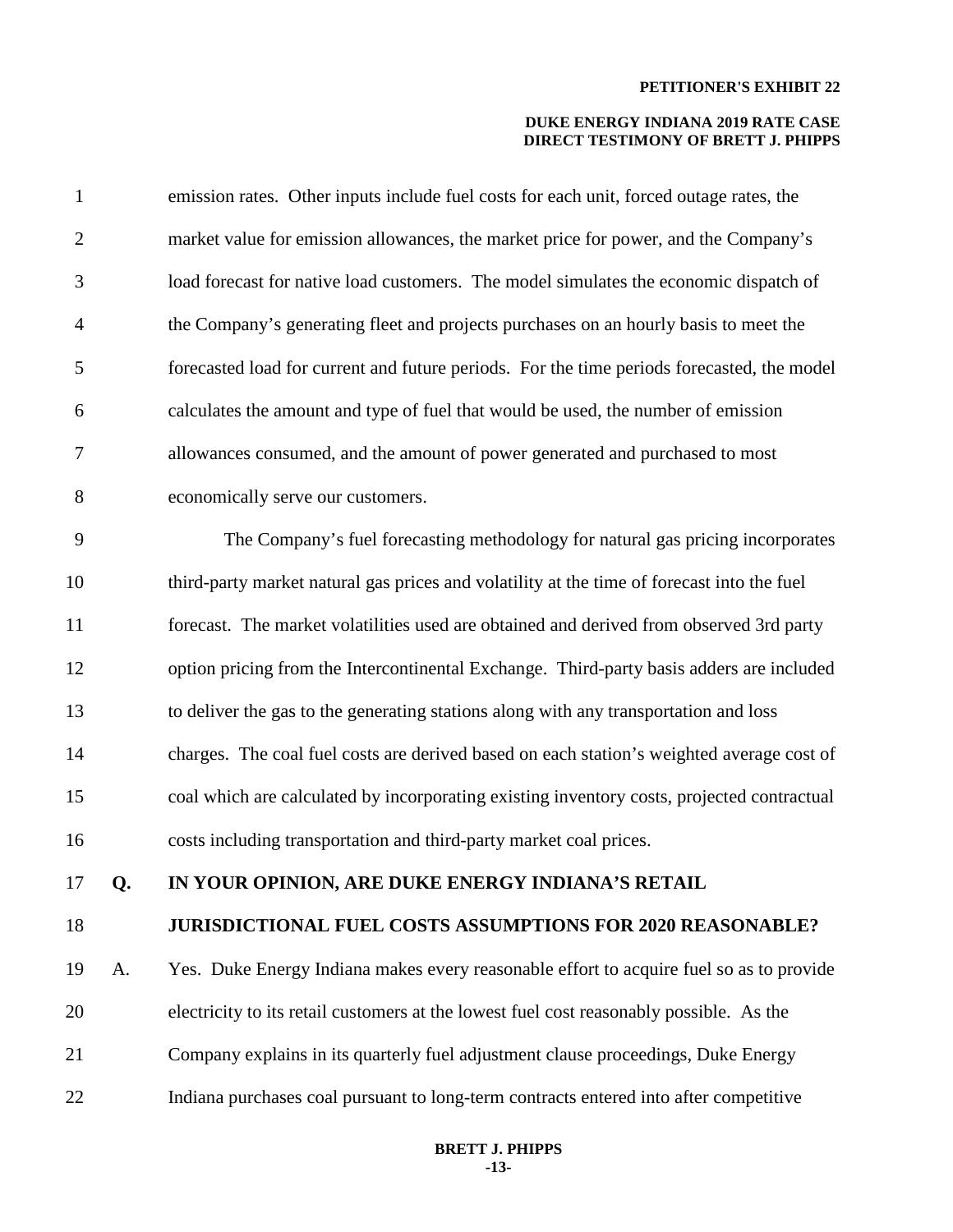emission rates. Other inputs include fuel costs for each unit, forced outage rates, the market value for emission allowances, the market price for power, and the Company's load forecast for native load customers. The model simulates the economic dispatch of the Company's generating fleet and projects purchases on an hourly basis to meet the forecasted load for current and future periods. For the time periods forecasted, the model calculates the amount and type of fuel that would be used, the number of emission allowances consumed, and the amount of power generated and purchased to most economically serve our customers.

The Company's fuel forecasting methodology for natural gas pricing incorporates third-party market natural gas prices and volatility at the time of forecast into the fuel forecast. The market volatilities used are obtained and derived from observed 3rd party option pricing from the Intercontinental Exchange. Third-party basis adders are included to deliver the gas to the generating stations along with any transportation and loss charges. The coal fuel costs are derived based on each station's weighted average cost of coal which are calculated by incorporating existing inventory costs, projected contractual costs including transportation and third-party market coal prices.

**Q. IN YOUR OPINION, ARE DUKE ENERGY INDIANA'S RETAIL JURISDICTIONAL FUEL COSTS ASSUMPTIONS FOR 2020 REASONABLE?**

A. Yes. Duke Energy Indiana makes every reasonable effort to acquire fuel so as to provide electricity to its retail customers at the lowest fuel cost reasonably possible. As the Company explains in its quarterly fuel adjustment clause proceedings, Duke Energy Indiana purchases coal pursuant to long-term contracts entered into after competitive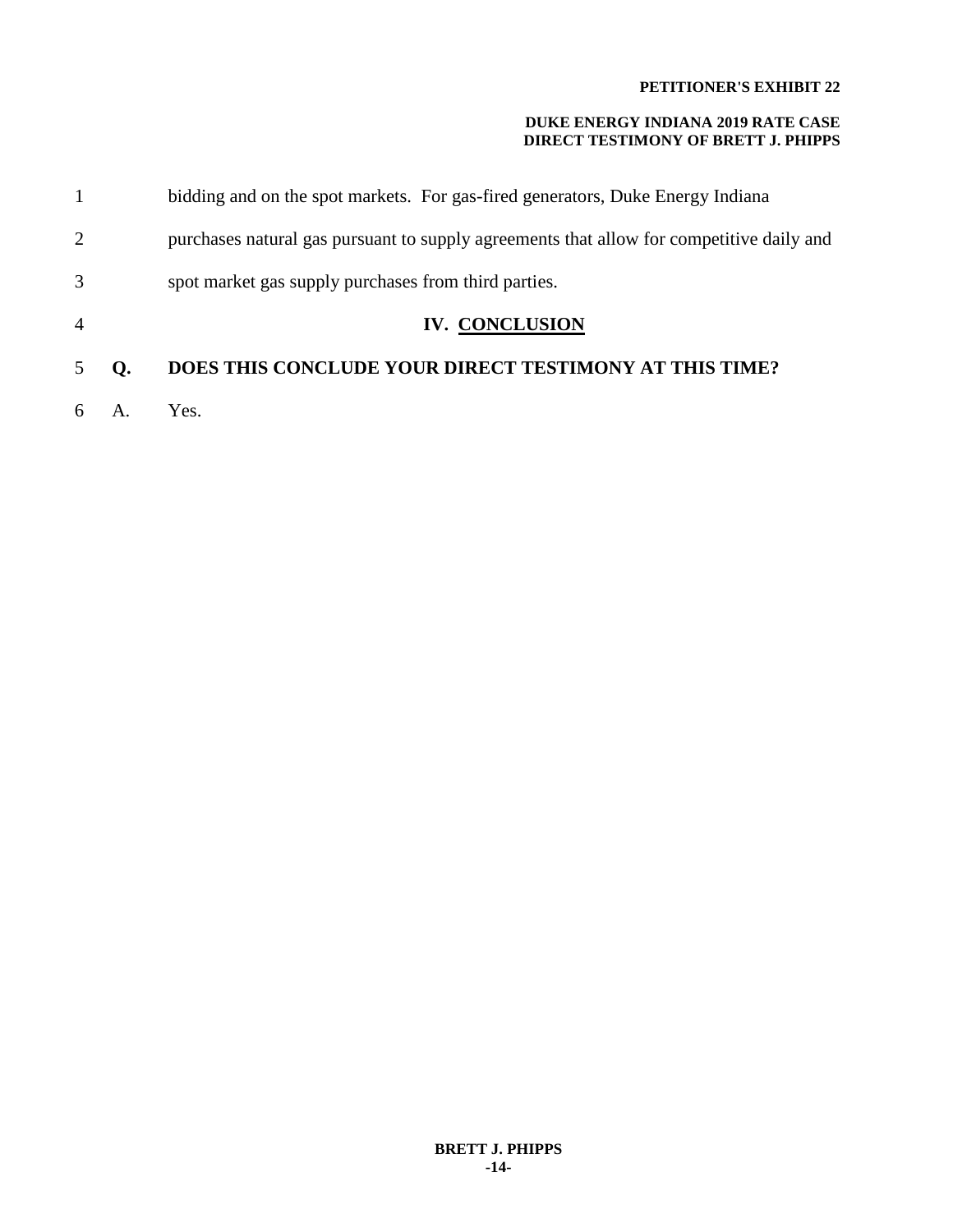bidding and on the spot markets. For gas-fired generators, Duke Energy Indiana purchases natural gas pursuant to supply agreements that allow for competitive daily and spot market gas supply purchases from third parties.

## IV. CONCLUSION

**Q. DOES THIS CONCLUDE YOUR DIRECT TESTIMONY AT THIS TIME?**

A. Yes.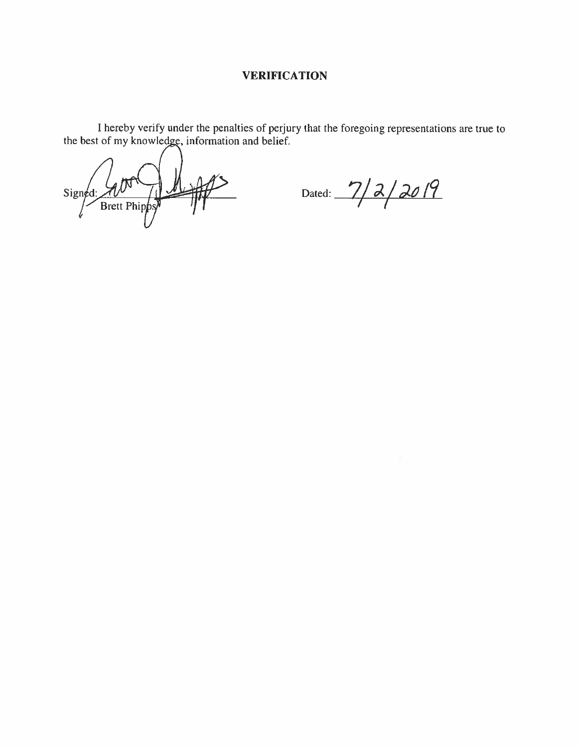# VERIFICATION

I hereby verify under the penalties of perjury that the foregoing representations are true to the best of my knowledge, information and belief.

Signed: ____________________
Brett Phipps

Dated: 7/2/2019